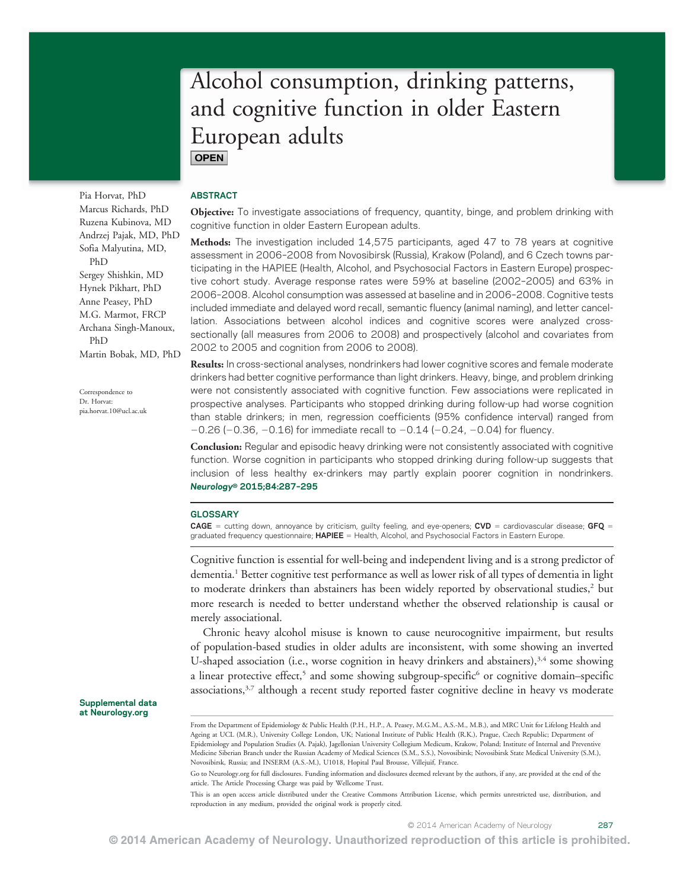# Alcohol consumption, drinking patterns, and cognitive function in older Eastern European adults

OPEN

Pia Horvat, PhD
Marcus Richards, PhD
Ruzena Kubinova, MD
Andrzej Pajak, MD, PhD
Sofia Malyutina, MD, PhD
Sergey Shishkin, MD
Hynek Pikhart, PhD
Anne Peasey, PhD
M.G. Marmot, FRCP
Archana Singh-Manoux, PhD
Martin Bobak, MD, PhD

Correspondence to Dr. Horvat: pia.horvat.10@ucl.ac.uk

## ABSTRACT

**Objective:** To investigate associations of frequency, quantity, binge, and problem drinking with cognitive function in older Eastern European adults.

**Methods:** The investigation included 14,575 participants, aged 47 to 78 years at cognitive assessment in 2006–2008 from Novosibirsk (Russia), Krakow (Poland), and 6 Czech towns participating in the HAPIEE (Health, Alcohol, and Psychosocial Factors in Eastern Europe) prospective cohort study. Average response rates were 59% at baseline (2002–2005) and 63% in 2006–2008. Alcohol consumption was assessed at baseline and in 2006–2008. Cognitive tests included immediate and delayed word recall, semantic fluency (animal naming), and letter cancellation. Associations between alcohol indices and cognitive scores were analyzed cross-sectionally (all measures from 2006 to 2008) and prospectively (alcohol and covariates from 2002 to 2005 and cognition from 2006 to 2008).

**Results:** In cross-sectional analyses, nondrinkers had lower cognitive scores and female moderate drinkers had better cognitive performance than light drinkers. Heavy, binge, and problem drinking were not consistently associated with cognitive function. Few associations were replicated in prospective analyses. Participants who stopped drinking during follow-up had worse cognition than stable drinkers; in men, regression coefficients (95% confidence interval) ranged from −0.26 (−0.36, −0.16) for immediate recall to −0.14 (−0.24, −0.04) for fluency.

**Conclusion:** Regular and episodic heavy drinking were not consistently associated with cognitive function. Worse cognition in participants who stopped drinking during follow-up suggests that inclusion of less healthy ex-drinkers may partly explain poorer cognition in nondrinkers. *Neurology®* **2015;84:287–295**

## GLOSSARY

**CAGE** = cutting down, annoyance by criticism, guilty feeling, and eye-openers; **CVD** = cardiovascular disease; **GFQ** = graduated frequency questionnaire; **HAPIEE** = Health, Alcohol, and Psychosocial Factors in Eastern Europe.

Cognitive function is essential for well-being and independent living and is a strong predictor of dementia.[1] Better cognitive test performance as well as lower risk of all types of dementia in light to moderate drinkers than abstainers has been widely reported by observational studies,[2] but more research is needed to better understand whether the observed relationship is causal or merely associational.

Chronic heavy alcohol misuse is known to cause neurocognitive impairment, but results of population-based studies in older adults are inconsistent, with some showing an inverted U-shaped association (i.e., worse cognition in heavy drinkers and abstainers),[3,4] some showing a linear protective effect,[5] and some showing subgroup-specific[6] or cognitive domain–specific associations,[3,7] although a recent study reported faster cognitive decline in heavy vs moderate

Supplemental data at Neurology.org

From the Department of Epidemiology & Public Health (P.H., H.P., A. Peasey, M.G.M., A.S.-M., M.B.), and MRC Unit for Lifelong Health and Ageing at UCL (M.R.), University College London, UK; National Institute of Public Health (R.K.), Prague, Czech Republic; Department of Epidemiology and Population Studies (A. Pajak), Jagellonian University Collegium Medicum, Krakow, Poland; Institute of Internal and Preventive Medicine Siberian Branch under the Russian Academy of Medical Sciences (S.M., S.S.), Novosibirsk; Novosibirsk State Medical University (S.M.), Novosibirsk, Russia; and INSERM (A.S.-M.), U1018, Hopital Paul Brousse, Villejuif, France.

Go to Neurology.org for full disclosures. Funding information and disclosures deemed relevant by the authors, if any, are provided at the end of the article. The Article Processing Charge was paid by Wellcome Trust.

This is an open access article distributed under the Creative Commons Attribution License, which permits unrestricted use, distribution, and reproduction in any medium, provided the original work is properly cited.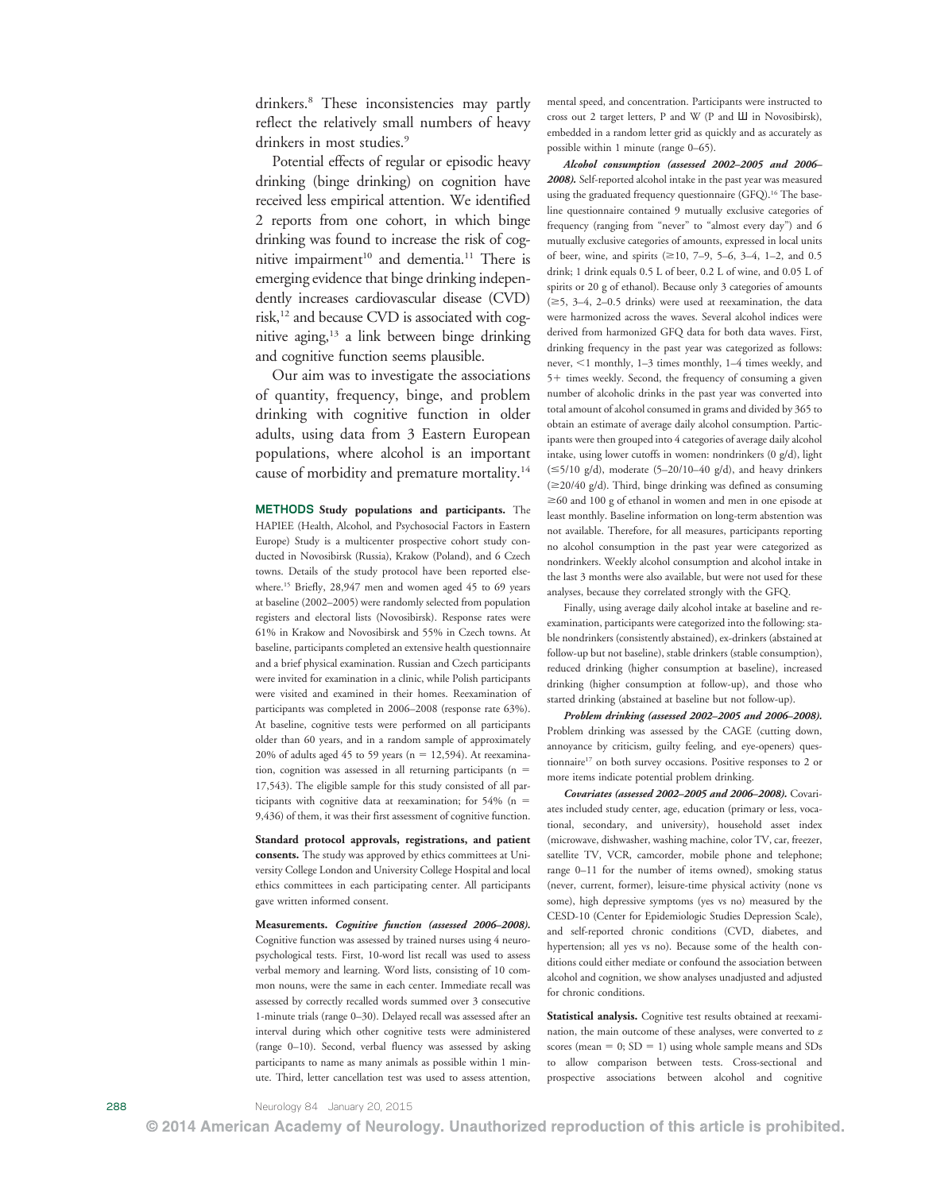drinkers.[8] These inconsistencies may partly reflect the relatively small numbers of heavy drinkers in most studies.[9]

Potential effects of regular or episodic heavy drinking (binge drinking) on cognition have received less empirical attention. We identified 2 reports from one cohort, in which binge drinking was found to increase the risk of cognitive impairment[10] and dementia.[11] There is emerging evidence that binge drinking independently increases cardiovascular disease (CVD) risk,[12] and because CVD is associated with cognitive aging,[13] a link between binge drinking and cognitive function seems plausible.

Our aim was to investigate the associations of quantity, frequency, binge, and problem drinking with cognitive function in older adults, using data from 3 Eastern European populations, where alcohol is an important cause of morbidity and premature mortality.[14]

**METHODS Study populations and participants.** The HAPIEE (Health, Alcohol, and Psychosocial Factors in Eastern Europe) Study is a multicenter prospective cohort study conducted in Novosibirsk (Russia), Krakow (Poland), and 6 Czech towns. Details of the study protocol have been reported elsewhere.[15] Briefly, 28,947 men and women aged 45 to 69 years at baseline (2002–2005) were randomly selected from population registers and electoral lists (Novosibirsk). Response rates were 61% in Krakow and Novosibirsk and 55% in Czech towns. At baseline, participants completed an extensive health questionnaire and a brief physical examination. Russian and Czech participants were invited for examination in a clinic, while Polish participants were visited and examined in their homes. Reexamination of participants was completed in 2006–2008 (response rate 63%). At baseline, cognitive tests were performed on all participants older than 60 years, and in a random sample of approximately 20% of adults aged 45 to 59 years (n = 12,594). At reexamination, cognition was assessed in all returning participants (n = 17,543). The eligible sample for this study consisted of all participants with cognitive data at reexamination; for 54% (n = 9,436) of them, it was their first assessment of cognitive function.

**Standard protocol approvals, registrations, and patient consents.** The study was approved by ethics committees at University College London and University College Hospital and local ethics committees in each participating center. All participants gave written informed consent.

**Measurements.** ***Cognitive function (assessed 2006–2008).*** Cognitive function was assessed by trained nurses using 4 neuropsychological tests. First, 10-word list recall was used to assess verbal memory and learning. Word lists, consisting of 10 common nouns, were the same in each center. Immediate recall was assessed by correctly recalled words summed over 3 consecutive 1-minute trials (range 0–30). Delayed recall was assessed after an interval during which other cognitive tests were administered (range 0–10). Second, verbal fluency was assessed by asking participants to name as many animals as possible within 1 minute. Third, letter cancellation test was used to assess attention, mental speed, and concentration. Participants were instructed to cross out 2 target letters, P and W (P and Ш in Novosibirsk), embedded in a random letter grid as quickly and as accurately as possible within 1 minute (range 0–65).

***Alcohol consumption (assessed 2002–2005 and 2006–2008).*** Self-reported alcohol intake in the past year was measured using the graduated frequency questionnaire (GFQ).[16] The baseline questionnaire contained 9 mutually exclusive categories of frequency (ranging from "never" to "almost every day") and 6 mutually exclusive categories of amounts, expressed in local units of beer, wine, and spirits (≥10, 7–9, 5–6, 3–4, 1–2, and 0.5 drink; 1 drink equals 0.5 L of beer, 0.2 L of wine, and 0.05 L of spirits or 20 g of ethanol). Because only 3 categories of amounts (≥5, 3–4, 2–0.5 drinks) were used at reexamination, the data were harmonized across the waves. Several alcohol indices were derived from harmonized GFQ data for both data waves. First, drinking frequency in the past year was categorized as follows: never, <1 monthly, 1–3 times monthly, 1–4 times weekly, and 5+ times weekly. Second, the frequency of consuming a given number of alcoholic drinks in the past year was converted into total amount of alcohol consumed in grams and divided by 365 to obtain an estimate of average daily alcohol consumption. Participants were then grouped into 4 categories of average daily alcohol intake, using lower cutoffs in women: nondrinkers (0 g/d), light (≤5/10 g/d), moderate (5–20/10–40 g/d), and heavy drinkers (≥20/40 g/d). Third, binge drinking was defined as consuming ≥60 and 100 g of ethanol in women and men in one episode at least monthly. Baseline information on long-term abstention was not available. Therefore, for all measures, participants reporting no alcohol consumption in the past year were categorized as nondrinkers. Weekly alcohol consumption and alcohol intake in the last 3 months were also available, but were not used for these analyses, because they correlated strongly with the GFQ.

Finally, using average daily alcohol intake at baseline and reexamination, participants were categorized into the following: stable nondrinkers (consistently abstained), ex-drinkers (abstained at follow-up but not baseline), stable drinkers (stable consumption), reduced drinking (higher consumption at baseline), increased drinking (higher consumption at follow-up), and those who started drinking (abstained at baseline but not follow-up).

***Problem drinking (assessed 2002–2005 and 2006–2008).*** Problem drinking was assessed by the CAGE (cutting down, annoyance by criticism, guilty feeling, and eye-openers) questionnaire[17] on both survey occasions. Positive responses to 2 or more items indicate potential problem drinking.

***Covariates (assessed 2002–2005 and 2006–2008).*** Covariates included study center, age, education (primary or less, vocational, secondary, and university), household asset index (microwave, dishwasher, washing machine, color TV, car, freezer, satellite TV, VCR, camcorder, mobile phone and telephone; range 0–11 for the number of items owned), smoking status (never, current, former), leisure-time physical activity (none vs some), high depressive symptoms (yes vs no) measured by the CESD-10 (Center for Epidemiologic Studies Depression Scale), and self-reported chronic conditions (CVD, diabetes, and hypertension; all yes vs no). Because some of the health conditions could either mediate or confound the association between alcohol and cognition, we show analyses unadjusted and adjusted for chronic conditions.

**Statistical analysis.** Cognitive test results obtained at reexamination, the main outcome of these analyses, were converted to $z$ scores (mean = 0; SD = 1) using whole sample means and SDs to allow comparison between tests. Cross-sectional and prospective associations between alcohol and cognitive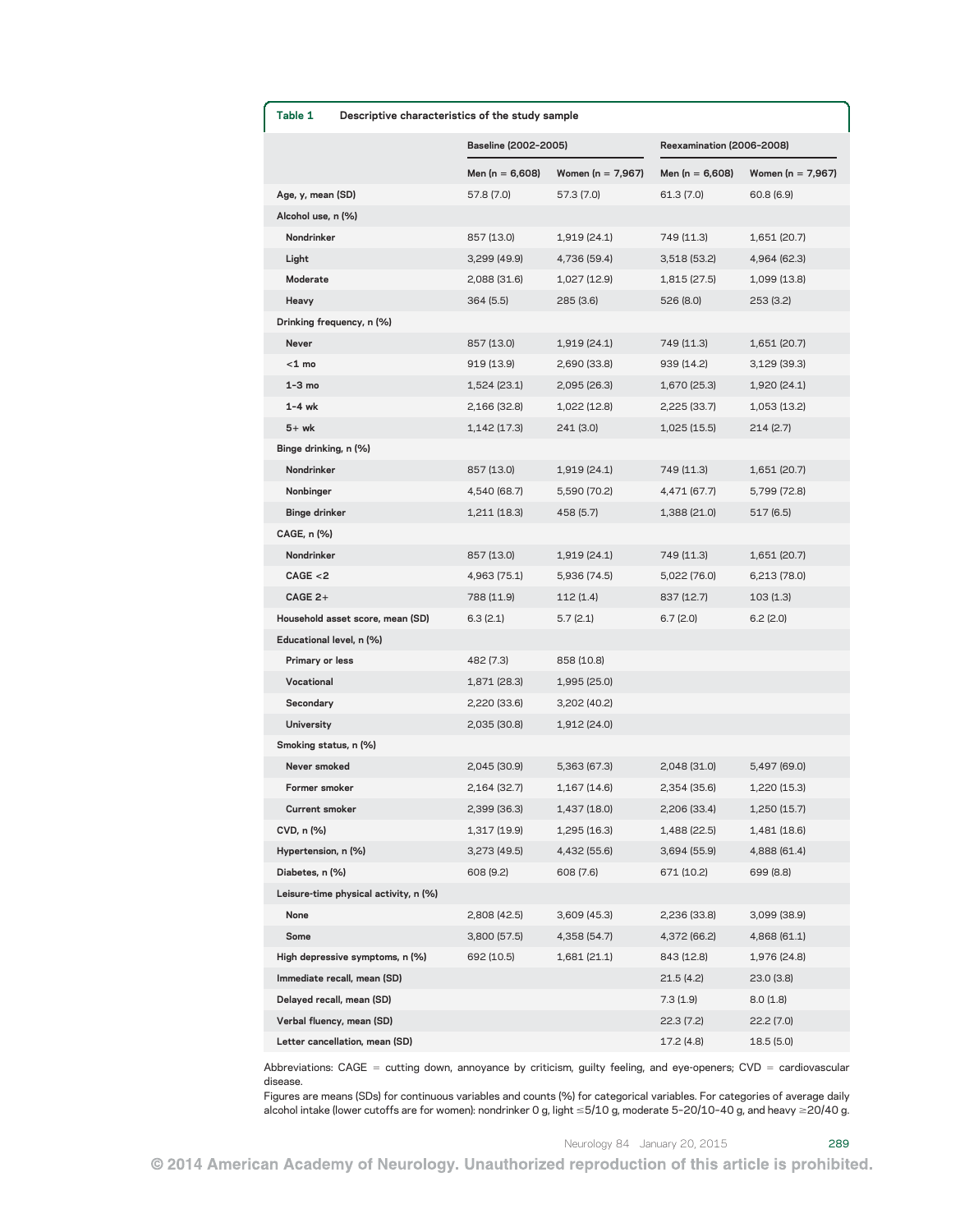**Table 1** Descriptive characteristics of the study sample

| | Baseline (2002–2005) | | Reexamination (2006–2008) | |
|---|---|---|---|---|
| | Men (n = 6,608) | Women (n = 7,967) | Men (n = 6,608) | Women (n = 7,967) |
| Age, y, mean (SD) | 57.8 (7.0) | 57.3 (7.0) | 61.3 (7.0) | 60.8 (6.9) |
| Alcohol use, n (%) | | | | |
| Nondrinker | 857 (13.0) | 1,919 (24.1) | 749 (11.3) | 1,651 (20.7) |
| Light | 3,299 (49.9) | 4,736 (59.4) | 3,518 (53.2) | 4,964 (62.3) |
| Moderate | 2,088 (31.6) | 1,027 (12.9) | 1,815 (27.5) | 1,099 (13.8) |
| Heavy | 364 (5.5) | 285 (3.6) | 526 (8.0) | 253 (3.2) |
| Drinking frequency, n (%) | | | | |
| Never | 857 (13.0) | 1,919 (24.1) | 749 (11.3) | 1,651 (20.7) |
| <1 mo | 919 (13.9) | 2,690 (33.8) | 939 (14.2) | 3,129 (39.3) |
| 1–3 mo | 1,524 (23.1) | 2,095 (26.3) | 1,670 (25.3) | 1,920 (24.1) |
| 1–4 wk | 2,166 (32.8) | 1,022 (12.8) | 2,225 (33.7) | 1,053 (13.2) |
| 5+ wk | 1,142 (17.3) | 241 (3.0) | 1,025 (15.5) | 214 (2.7) |
| Binge drinking, n (%) | | | | |
| Nondrinker | 857 (13.0) | 1,919 (24.1) | 749 (11.3) | 1,651 (20.7) |
| Nonbinger | 4,540 (68.7) | 5,590 (70.2) | 4,471 (67.7) | 5,799 (72.8) |
| Binge drinker | 1,211 (18.3) | 458 (5.7) | 1,388 (21.0) | 517 (6.5) |
| CAGE, n (%) | | | | |
| Nondrinker | 857 (13.0) | 1,919 (24.1) | 749 (11.3) | 1,651 (20.7) |
| CAGE <2 | 4,963 (75.1) | 5,936 (74.5) | 5,022 (76.0) | 6,213 (78.0) |
| CAGE 2+ | 788 (11.9) | 112 (1.4) | 837 (12.7) | 103 (1.3) |
| Household asset score, mean (SD) | 6.3 (2.1) | 5.7 (2.1) | 6.7 (2.0) | 6.2 (2.0) |
| Educational level, n (%) | | | | |
| Primary or less | 482 (7.3) | 858 (10.8) | | |
| Vocational | 1,871 (28.3) | 1,995 (25.0) | | |
| Secondary | 2,220 (33.6) | 3,202 (40.2) | | |
| University | 2,035 (30.8) | 1,912 (24.0) | | |
| Smoking status, n (%) | | | | |
| Never smoked | 2,045 (30.9) | 5,363 (67.3) | 2,048 (31.0) | 5,497 (69.0) |
| Former smoker | 2,164 (32.7) | 1,167 (14.6) | 2,354 (35.6) | 1,220 (15.3) |
| Current smoker | 2,399 (36.3) | 1,437 (18.0) | 2,206 (33.4) | 1,250 (15.7) |
| CVD, n (%) | 1,317 (19.9) | 1,295 (16.3) | 1,488 (22.5) | 1,481 (18.6) |
| Hypertension, n (%) | 3,273 (49.5) | 4,432 (55.6) | 3,694 (55.9) | 4,888 (61.4) |
| Diabetes, n (%) | 608 (9.2) | 608 (7.6) | 671 (10.2) | 699 (8.8) |
| Leisure-time physical activity, n (%) | | | | |
| None | 2,808 (42.5) | 3,609 (45.3) | 2,236 (33.8) | 3,099 (38.9) |
| Some | 3,800 (57.5) | 4,358 (54.7) | 4,372 (66.2) | 4,868 (61.1) |
| High depressive symptoms, n (%) | 692 (10.5) | 1,681 (21.1) | 843 (12.8) | 1,976 (24.8) |
| Immediate recall, mean (SD) | | | 21.5 (4.2) | 23.0 (3.8) |
| Delayed recall, mean (SD) | | | 7.3 (1.9) | 8.0 (1.8) |
| Verbal fluency, mean (SD) | | | 22.3 (7.2) | 22.2 (7.0) |
| Letter cancellation, mean (SD) | | | 17.2 (4.8) | 18.5 (5.0) |

Abbreviations: CAGE = cutting down, annoyance by criticism, guilty feeling, and eye-openers; CVD = cardiovascular disease.

Figures are means (SDs) for continuous variables and counts (%) for categorical variables. For categories of average daily alcohol intake (lower cutoffs are for women): nondrinker 0 g, light ≤5/10 g, moderate 5–20/10–40 g, and heavy ≥20/40 g.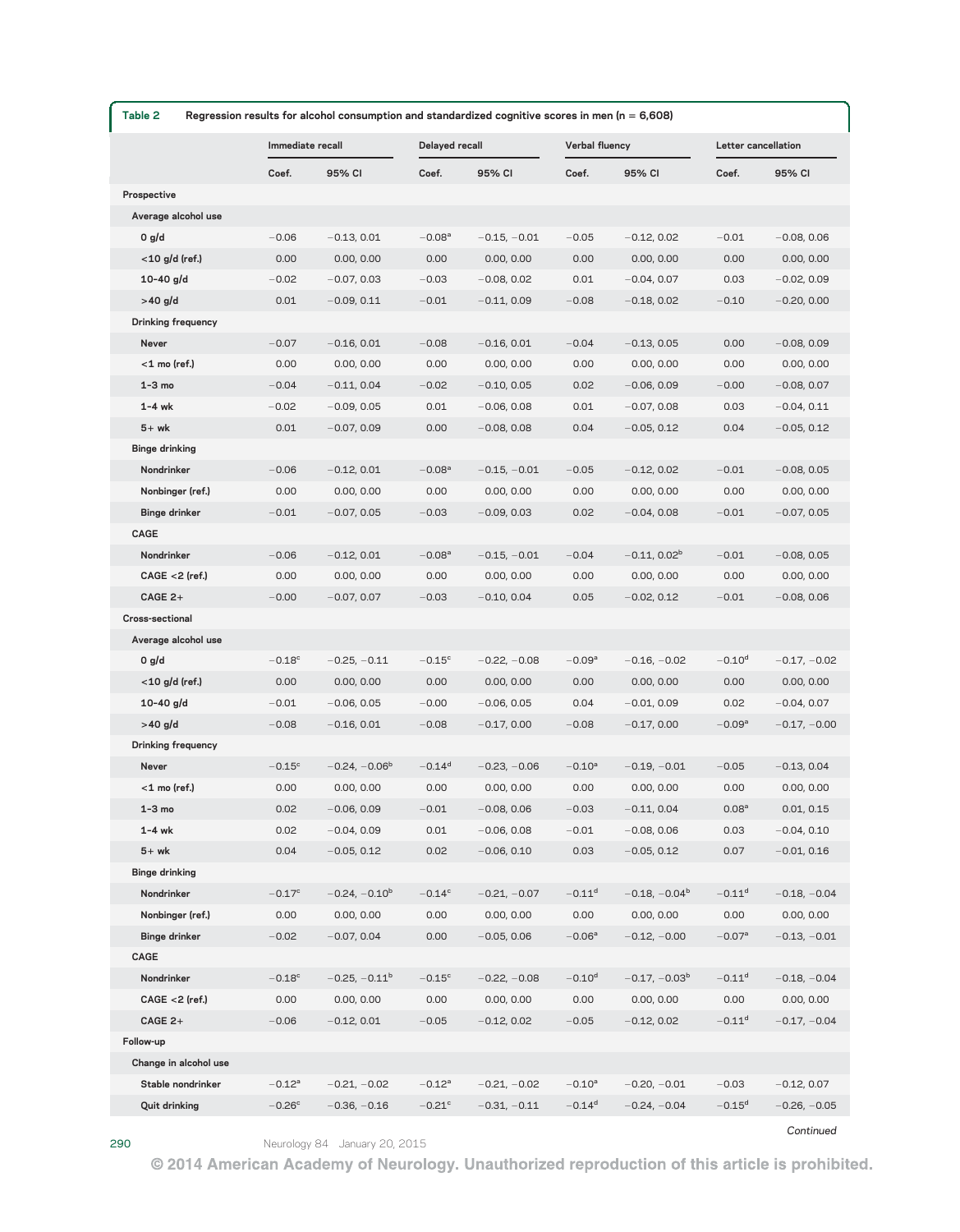**Table 2** Regression results for alcohol consumption and standardized cognitive scores in men (n = 6,608)

| | Immediate recall | | Delayed recall | | Verbal fluency | | Letter cancellation | |
|---|---|---|---|---|---|---|---|---|
| | Coef. | 95% CI | Coef. | 95% CI | Coef. | 95% CI | Coef. | 95% CI |
| **Prospective** | | | | | | | | |
| **Average alcohol use** | | | | | | | | |
| 0 g/d | −0.06 | −0.13, 0.01 | −0.08[a] | −0.15, −0.01 | −0.05 | −0.12, 0.02 | −0.01 | −0.08, 0.06 |
| <10 g/d (ref.) | 0.00 | 0.00, 0.00 | 0.00 | 0.00, 0.00 | 0.00 | 0.00, 0.00 | 0.00 | 0.00, 0.00 |
| 10–40 g/d | −0.02 | −0.07, 0.03 | −0.03 | −0.08, 0.02 | 0.01 | −0.04, 0.07 | 0.03 | −0.02, 0.09 |
| >40 g/d | 0.01 | −0.09, 0.11 | −0.01 | −0.11, 0.09 | −0.08 | −0.18, 0.02 | −0.10 | −0.20, 0.00 |
| **Drinking frequency** | | | | | | | | |
| Never | −0.07 | −0.16, 0.01 | −0.08 | −0.16, 0.01 | −0.04 | −0.13, 0.05 | 0.00 | −0.08, 0.09 |
| <1 mo (ref.) | 0.00 | 0.00, 0.00 | 0.00 | 0.00, 0.00 | 0.00 | 0.00, 0.00 | 0.00 | 0.00, 0.00 |
| 1–3 mo | −0.04 | −0.11, 0.04 | −0.02 | −0.10, 0.05 | 0.02 | −0.06, 0.09 | −0.00 | −0.08, 0.07 |
| 1–4 wk | −0.02 | −0.09, 0.05 | 0.01 | −0.06, 0.08 | 0.01 | −0.07, 0.08 | 0.03 | −0.04, 0.11 |
| 5+ wk | 0.01 | −0.07, 0.09 | 0.00 | −0.08, 0.08 | 0.04 | −0.05, 0.12 | 0.04 | −0.05, 0.12 |
| **Binge drinking** | | | | | | | | |
| Nondrinker | −0.06 | −0.12, 0.01 | −0.08[a] | −0.15, −0.01 | −0.05 | −0.12, 0.02 | −0.01 | −0.08, 0.05 |
| Nonbinger (ref.) | 0.00 | 0.00, 0.00 | 0.00 | 0.00, 0.00 | 0.00 | 0.00, 0.00 | 0.00 | 0.00, 0.00 |
| Binge drinker | −0.01 | −0.07, 0.05 | −0.03 | −0.09, 0.03 | 0.02 | −0.04, 0.08 | −0.01 | −0.07, 0.05 |
| **CAGE** | | | | | | | | |
| Nondrinker | −0.06 | −0.12, 0.01 | −0.08[a] | −0.15, −0.01 | −0.04 | −0.11, 0.02[b] | −0.01 | −0.08, 0.05 |
| CAGE <2 (ref.) | 0.00 | 0.00, 0.00 | 0.00 | 0.00, 0.00 | 0.00 | 0.00, 0.00 | 0.00 | 0.00, 0.00 |
| CAGE 2+ | −0.00 | −0.07, 0.07 | −0.03 | −0.10, 0.04 | 0.05 | −0.02, 0.12 | −0.01 | −0.08, 0.06 |
| **Cross-sectional** | | | | | | | | |
| **Average alcohol use** | | | | | | | | |
| 0 g/d | −0.18[c] | −0.25, −0.11 | −0.15[c] | −0.22, −0.08 | −0.09[a] | −0.16, −0.02 | −0.10[d] | −0.17, −0.02 |
| <10 g/d (ref.) | 0.00 | 0.00, 0.00 | 0.00 | 0.00, 0.00 | 0.00 | 0.00, 0.00 | 0.00 | 0.00, 0.00 |
| 10–40 g/d | −0.01 | −0.06, 0.05 | −0.00 | −0.06, 0.05 | 0.04 | −0.01, 0.09 | 0.02 | −0.04, 0.07 |
| >40 g/d | −0.08 | −0.16, 0.01 | −0.08 | −0.17, 0.00 | −0.08 | −0.17, 0.00 | −0.09[a] | −0.17, −0.00 |
| **Drinking frequency** | | | | | | | | |
| Never | −0.15[c] | −0.24, −0.06[b] | −0.14[d] | −0.23, −0.06 | −0.10[a] | −0.19, −0.01 | −0.05 | −0.13, 0.04 |
| <1 mo (ref.) | 0.00 | 0.00, 0.00 | 0.00 | 0.00, 0.00 | 0.00 | 0.00, 0.00 | 0.00 | 0.00, 0.00 |
| 1–3 mo | 0.02 | −0.06, 0.09 | −0.01 | −0.08, 0.06 | −0.03 | −0.11, 0.04 | 0.08[a] | 0.01, 0.15 |
| 1–4 wk | 0.02 | −0.04, 0.09 | 0.01 | −0.06, 0.08 | −0.01 | −0.08, 0.06 | 0.03 | −0.04, 0.10 |
| 5+ wk | 0.04 | −0.05, 0.12 | 0.02 | −0.06, 0.10 | 0.03 | −0.05, 0.12 | 0.07 | −0.01, 0.16 |
| **Binge drinking** | | | | | | | | |
| Nondrinker | −0.17[c] | −0.24, −0.10[b] | −0.14[c] | −0.21, −0.07 | −0.11[d] | −0.18, −0.04[b] | −0.11[d] | −0.18, −0.04 |
| Nonbinger (ref.) | 0.00 | 0.00, 0.00 | 0.00 | 0.00, 0.00 | 0.00 | 0.00, 0.00 | 0.00 | 0.00, 0.00 |
| Binge drinker | −0.02 | −0.07, 0.04 | 0.00 | −0.05, 0.06 | −0.06[a] | −0.12, −0.00 | −0.07[a] | −0.13, −0.01 |
| **CAGE** | | | | | | | | |
| Nondrinker | −0.18[c] | −0.25, −0.11[b] | −0.15[c] | −0.22, −0.08 | −0.10[d] | −0.17, −0.03[b] | −0.11[d] | −0.18, −0.04 |
| CAGE <2 (ref.) | 0.00 | 0.00, 0.00 | 0.00 | 0.00, 0.00 | 0.00 | 0.00, 0.00 | 0.00 | 0.00, 0.00 |
| CAGE 2+ | −0.06 | −0.12, 0.01 | −0.05 | −0.12, 0.02 | −0.05 | −0.12, 0.02 | −0.11[d] | −0.17, −0.04 |
| **Follow-up** | | | | | | | | |
| **Change in alcohol use** | | | | | | | | |
| Stable nondrinker | −0.12[a] | −0.21, −0.02 | −0.12[a] | −0.21, −0.02 | −0.10[a] | −0.20, −0.01 | −0.03 | −0.12, 0.07 |
| Quit drinking | −0.26[c] | −0.36, −0.16 | −0.21[c] | −0.31, −0.11 | −0.14[d] | −0.24, −0.04 | −0.15[d] | −0.26, −0.05 |

Continued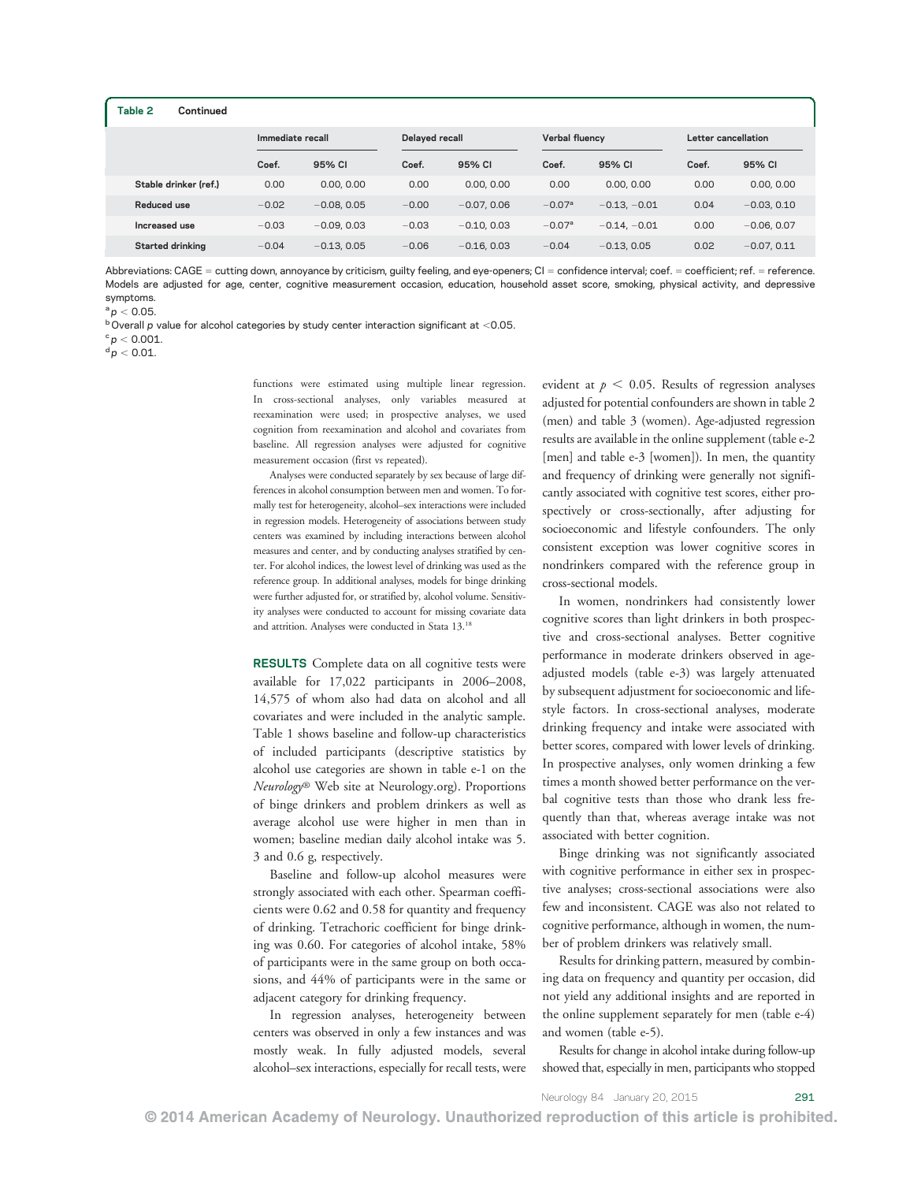**Table 2 Continued**

| | Immediate recall | | Delayed recall | | Verbal fluency | | Letter cancellation | |
|---|---|---|---|---|---|---|---|---|
| | Coef. | 95% CI | Coef. | 95% CI | Coef. | 95% CI | Coef. | 95% CI |
| Stable drinker (ref.) | 0.00 | 0.00, 0.00 | 0.00 | 0.00, 0.00 | 0.00 | 0.00, 0.00 | 0.00 | 0.00, 0.00 |
| Reduced use | −0.02 | −0.08, 0.05 | −0.00 | −0.07, 0.06 | −0.07[a] | −0.13, −0.01 | 0.04 | −0.03, 0.10 |
| Increased use | −0.03 | −0.09, 0.03 | −0.03 | −0.10, 0.03 | −0.07[a] | −0.14, −0.01 | 0.00 | −0.06, 0.07 |
| Started drinking | −0.04 | −0.13, 0.05 | −0.06 | −0.16, 0.03 | −0.04 | −0.13, 0.05 | 0.02 | −0.07, 0.11 |

Abbreviations: CAGE = cutting down, annoyance by criticism, guilty feeling, and eye-openers; CI = confidence interval; coef. = coefficient; ref. = reference. Models are adjusted for age, center, cognitive measurement occasion, education, household asset score, smoking, physical activity, and depressive symptoms.

[a] $p < 0.05$.

[b] Overall p value for alcohol categories by study center interaction significant at <0.05.

[c] $p < 0.001$.

[d] $p < 0.01$.

functions were estimated using multiple linear regression. In cross-sectional analyses, only variables measured at reexamination were used; in prospective analyses, we used cognition from reexamination and alcohol and covariates from baseline. All regression analyses were adjusted for cognitive measurement occasion (first vs repeated).

Analyses were conducted separately by sex because of large differences in alcohol consumption between men and women. To formally test for heterogeneity, alcohol–sex interactions were included in regression models. Heterogeneity of associations between study centers was examined by including interactions between alcohol measures and center, and by conducting analyses stratified by center. For alcohol indices, the lowest level of drinking was used as the reference group. In additional analyses, models for binge drinking were further adjusted for, or stratified by, alcohol volume. Sensitivity analyses were conducted to account for missing covariate data and attrition. Analyses were conducted in Stata 13.[18]

**RESULTS** Complete data on all cognitive tests were available for 17,022 participants in 2006–2008, 14,575 of whom also had data on alcohol and all covariates and were included in the analytic sample. Table 1 shows baseline and follow-up characteristics of included participants (descriptive statistics by alcohol use categories are shown in table e-1 on the *Neurology*® Web site at Neurology.org). Proportions of binge drinkers and problem drinkers as well as average alcohol use were higher in men than in women; baseline median daily alcohol intake was 5.3 and 0.6 g, respectively.

Baseline and follow-up alcohol measures were strongly associated with each other. Spearman coefficients were 0.62 and 0.58 for quantity and frequency of drinking. Tetrachoric coefficient for binge drinking was 0.60. For categories of alcohol intake, 58% of participants were in the same group on both occasions, and 44% of participants were in the same or adjacent category for drinking frequency.

In regression analyses, heterogeneity between centers was observed in only a few instances and was mostly weak. In fully adjusted models, several alcohol–sex interactions, especially for recall tests, were evident at $p < 0.05$. Results of regression analyses adjusted for potential confounders are shown in table 2 (men) and table 3 (women). Age-adjusted regression results are available in the online supplement (table e-2 [men] and table e-3 [women]). In men, the quantity and frequency of drinking were generally not significantly associated with cognitive test scores, either prospectively or cross-sectionally, after adjusting for socioeconomic and lifestyle confounders. The only consistent exception was lower cognitive scores in nondrinkers compared with the reference group in cross-sectional models.

In women, nondrinkers had consistently lower cognitive scores than light drinkers in both prospective and cross-sectional analyses. Better cognitive performance in moderate drinkers observed in age-adjusted models (table e-3) was largely attenuated by subsequent adjustment for socioeconomic and lifestyle factors. In cross-sectional analyses, moderate drinking frequency and intake were associated with better scores, compared with lower levels of drinking. In prospective analyses, only women drinking a few times a month showed better performance on the verbal cognitive tests than those who drank less frequently than that, whereas average intake was not associated with better cognition.

Binge drinking was not significantly associated with cognitive performance in either sex in prospective analyses; cross-sectional associations were also few and inconsistent. CAGE was also not related to cognitive performance, although in women, the number of problem drinkers was relatively small.

Results for drinking pattern, measured by combining data on frequency and quantity per occasion, did not yield any additional insights and are reported in the online supplement separately for men (table e-4) and women (table e-5).

Results for change in alcohol intake during follow-up showed that, especially in men, participants who stopped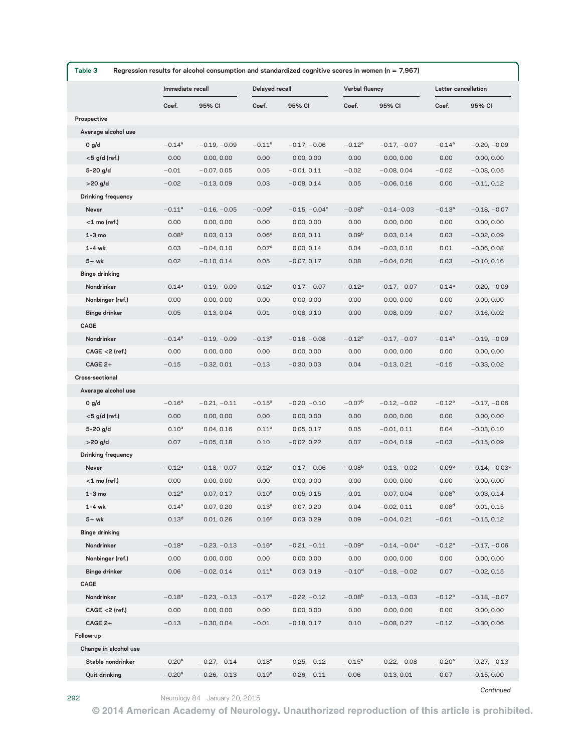**Table 3 Regression results for alcohol consumption and standardized cognitive scores in women (n = 7,967)**

| | Immediate recall | | Delayed recall | | Verbal fluency | | Letter cancellation | |
|---|---|---|---|---|---|---|---|---|
| | Coef. | 95% CI | Coef. | 95% CI | Coef. | 95% CI | Coef. | 95% CI |
| **Prospective** | | | | | | | | |
| **Average alcohol use** | | | | | | | | |
| 0 g/d | −0.14[a] | −0.19, −0.09 | −0.11[a] | −0.17, −0.06 | −0.12[a] | −0.17, −0.07 | −0.14[a] | −0.20, −0.09 |
| <5 g/d (ref.) | 0.00 | 0.00, 0.00 | 0.00 | 0.00, 0.00 | 0.00 | 0.00, 0.00 | 0.00 | 0.00, 0.00 |
| 5–20 g/d | −0.01 | −0.07, 0.05 | 0.05 | −0.01, 0.11 | −0.02 | −0.08, 0.04 | −0.02 | −0.08, 0.05 |
| >20 g/d | −0.02 | −0.13, 0.09 | 0.03 | −0.08, 0.14 | 0.05 | −0.06, 0.16 | 0.00 | −0.11, 0.12 |
| **Drinking frequency** | | | | | | | | |
| Never | −0.11[a] | −0.16, −0.05 | −0.09[b] | −0.15, −0.04[c] | −0.08[b] | −0.14−0.03 | −0.13[a] | −0.18, −0.07 |
| <1 mo (ref.) | 0.00 | 0.00, 0.00 | 0.00 | 0.00, 0.00 | 0.00 | 0.00, 0.00 | 0.00 | 0.00, 0.00 |
| 1–3 mo | 0.08[b] | 0.03, 0.13 | 0.06[d] | 0.00, 0.11 | 0.09[b] | 0.03, 0.14 | 0.03 | −0.02, 0.09 |
| 1–4 wk | 0.03 | −0.04, 0.10 | 0.07[d] | 0.00, 0.14 | 0.04 | −0.03, 0.10 | 0.01 | −0.06, 0.08 |
| 5+ wk | 0.02 | −0.10, 0.14 | 0.05 | −0.07, 0.17 | 0.08 | −0.04, 0.20 | 0.03 | −0.10, 0.16 |
| **Binge drinking** | | | | | | | | |
| Nondrinker | −0.14[a] | −0.19, −0.09 | −0.12[a] | −0.17, −0.07 | −0.12[a] | −0.17, −0.07 | −0.14[a] | −0.20, −0.09 |
| Nonbinger (ref.) | 0.00 | 0.00, 0.00 | 0.00 | 0.00, 0.00 | 0.00 | 0.00, 0.00 | 0.00 | 0.00, 0.00 |
| Binge drinker | −0.05 | −0.13, 0.04 | 0.01 | −0.08, 0.10 | 0.00 | −0.08, 0.09 | −0.07 | −0.16, 0.02 |
| **CAGE** | | | | | | | | |
| Nondrinker | −0.14[a] | −0.19, −0.09 | −0.13[a] | −0.18, −0.08 | −0.12[a] | −0.17, −0.07 | −0.14[a] | −0.19, −0.09 |
| CAGE <2 (ref.) | 0.00 | 0.00, 0.00 | 0.00 | 0.00, 0.00 | 0.00 | 0.00, 0.00 | 0.00 | 0.00, 0.00 |
| CAGE 2+ | −0.15 | −0.32, 0.01 | −0.13 | −0.30, 0.03 | 0.04 | −0.13, 0.21 | −0.15 | −0.33, 0.02 |
| **Cross-sectional** | | | | | | | | |
| **Average alcohol use** | | | | | | | | |
| 0 g/d | −0.16[a] | −0.21, −0.11 | −0.15[a] | −0.20, −0.10 | −0.07[b] | −0.12, −0.02 | −0.12[a] | −0.17, −0.06 |
| <5 g/d (ref.) | 0.00 | 0.00, 0.00 | 0.00 | 0.00, 0.00 | 0.00 | 0.00, 0.00 | 0.00 | 0.00, 0.00 |
| 5–20 g/d | 0.10[a] | 0.04, 0.16 | 0.11[a] | 0.05, 0.17 | 0.05 | −0.01, 0.11 | 0.04 | −0.03, 0.10 |
| >20 g/d | 0.07 | −0.05, 0.18 | 0.10 | −0.02, 0.22 | 0.07 | −0.04, 0.19 | −0.03 | −0.15, 0.09 |
| **Drinking frequency** | | | | | | | | |
| Never | −0.12[a] | −0.18, −0.07 | −0.12[a] | −0.17, −0.06 | −0.08[b] | −0.13, −0.02 | −0.09[b] | −0.14, −0.03[c] |
| <1 mo (ref.) | 0.00 | 0.00, 0.00 | 0.00 | 0.00, 0.00 | 0.00 | 0.00, 0.00 | 0.00 | 0.00, 0.00 |
| 1–3 mo | 0.12[a] | 0.07, 0.17 | 0.10[a] | 0.05, 0.15 | −0.01 | −0.07, 0.04 | 0.08[b] | 0.03, 0.14 |
| 1–4 wk | 0.14[a] | 0.07, 0.20 | 0.13[a] | 0.07, 0.20 | 0.04 | −0.02, 0.11 | 0.08[d] | 0.01, 0.15 |
| 5+ wk | 0.13[d] | 0.01, 0.26 | 0.16[d] | 0.03, 0.29 | 0.09 | −0.04, 0.21 | −0.01 | −0.15, 0.12 |
| **Binge drinking** | | | | | | | | |
| Nondrinker | −0.18[a] | −0.23, −0.13 | −0.16[a] | −0.21, −0.11 | −0.09[a] | −0.14, −0.04[c] | −0.12[a] | −0.17, −0.06 |
| Nonbinger (ref.) | 0.00 | 0.00, 0.00 | 0.00 | 0.00, 0.00 | 0.00 | 0.00, 0.00 | 0.00 | 0.00, 0.00 |
| Binge drinker | 0.06 | −0.02, 0.14 | 0.11[b] | 0.03, 0.19 | −0.10[d] | −0.18, −0.02 | 0.07 | −0.02, 0.15 |
| **CAGE** | | | | | | | | |
| Nondrinker | −0.18[a] | −0.23, −0.13 | −0.17[a] | −0.22, −0.12 | −0.08[b] | −0.13, −0.03 | −0.12[a] | −0.18, −0.07 |
| CAGE <2 (ref.) | 0.00 | 0.00, 0.00 | 0.00 | 0.00, 0.00 | 0.00 | 0.00, 0.00 | 0.00 | 0.00, 0.00 |
| CAGE 2+ | −0.13 | −0.30, 0.04 | −0.01 | −0.18, 0.17 | 0.10 | −0.08, 0.27 | −0.12 | −0.30, 0.06 |
| **Follow-up** | | | | | | | | |
| **Change in alcohol use** | | | | | | | | |
| Stable nondrinker | −0.20[a] | −0.27, −0.14 | −0.18[a] | −0.25, −0.12 | −0.15[a] | −0.22, −0.08 | −0.20[a] | −0.27, −0.13 |
| Quit drinking | −0.20[a] | −0.26, −0.13 | −0.19[a] | −0.26, −0.11 | −0.06 | −0.13, 0.01 | −0.07 | −0.15, 0.00 |

*Continued*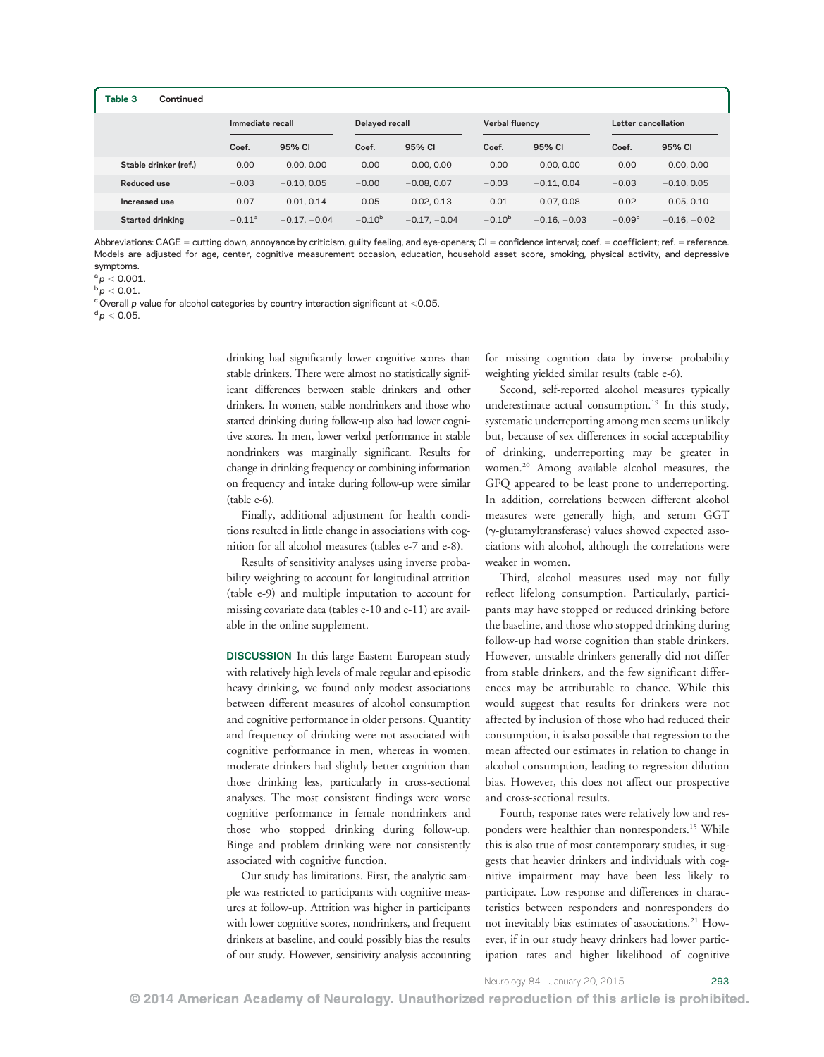**Table 3 Continued**

| | Immediate recall | | Delayed recall | | Verbal fluency | | Letter cancellation | |
|---|---|---|---|---|---|---|---|---|
| | Coef. | 95% CI | Coef. | 95% CI | Coef. | 95% CI | Coef. | 95% CI |
| Stable drinker (ref.) | 0.00 | 0.00, 0.00 | 0.00 | 0.00, 0.00 | 0.00 | 0.00, 0.00 | 0.00 | 0.00, 0.00 |
| Reduced use | −0.03 | −0.10, 0.05 | −0.00 | −0.08, 0.07 | −0.03 | −0.11, 0.04 | −0.03 | −0.10, 0.05 |
| Increased use | 0.07 | −0.01, 0.14 | 0.05 | −0.02, 0.13 | 0.01 | −0.07, 0.08 | 0.02 | −0.05, 0.10 |
| Started drinking | −0.11[a] | −0.17, −0.04 | −0.10[b] | −0.17, −0.04 | −0.10[b] | −0.16, −0.03 | −0.09[b] | −0.16, −0.02 |

Abbreviations: CAGE = cutting down, annoyance by criticism, guilty feeling, and eye-openers; CI = confidence interval; coef. = coefficient; ref. = reference. Models are adjusted for age, center, cognitive measurement occasion, education, household asset score, smoking, physical activity, and depressive symptoms.

[a] $p < 0.001$.

[b] $p < 0.01$.

[c] Overall $p$ value for alcohol categories by country interaction significant at $<0.05$.

[d] $p < 0.05$.

drinking had significantly lower cognitive scores than stable drinkers. There were almost no statistically significant differences between stable drinkers and other drinkers. In women, stable nondrinkers and those who started drinking during follow-up also had lower cognitive scores. In men, lower verbal performance in stable nondrinkers was marginally significant. Results for change in drinking frequency or combining information on frequency and intake during follow-up were similar (table e-6).

Finally, additional adjustment for health conditions resulted in little change in associations with cognition for all alcohol measures (tables e-7 and e-8).

Results of sensitivity analyses using inverse probability weighting to account for longitudinal attrition (table e-9) and multiple imputation to account for missing covariate data (tables e-10 and e-11) are available in the online supplement.

**DISCUSSION** In this large Eastern European study with relatively high levels of male regular and episodic heavy drinking, we found only modest associations between different measures of alcohol consumption and cognitive performance in older persons. Quantity and frequency of drinking were not associated with cognitive performance in men, whereas in women, moderate drinkers had slightly better cognition than those drinking less, particularly in cross-sectional analyses. The most consistent findings were worse cognitive performance in female nondrinkers and those who stopped drinking during follow-up. Binge and problem drinking were not consistently associated with cognitive function.

Our study has limitations. First, the analytic sample was restricted to participants with cognitive measures at follow-up. Attrition was higher in participants with lower cognitive scores, nondrinkers, and frequent drinkers at baseline, and could possibly bias the results of our study. However, sensitivity analysis accounting for missing cognition data by inverse probability weighting yielded similar results (table e-6).

Second, self-reported alcohol measures typically underestimate actual consumption.[19] In this study, systematic underreporting among men seems unlikely but, because of sex differences in social acceptability of drinking, underreporting may be greater in women.[20] Among available alcohol measures, the GFQ appeared to be least prone to underreporting. In addition, correlations between different alcohol measures were generally high, and serum GGT (γ-glutamyltransferase) values showed expected associations with alcohol, although the correlations were weaker in women.

Third, alcohol measures used may not fully reflect lifelong consumption. Particularly, participants may have stopped or reduced drinking before the baseline, and those who stopped drinking during follow-up had worse cognition than stable drinkers. However, unstable drinkers generally did not differ from stable drinkers, and the few significant differences may be attributable to chance. While this would suggest that results for drinkers were not affected by inclusion of those who had reduced their consumption, it is also possible that regression to the mean affected our estimates in relation to change in alcohol consumption, leading to regression dilution bias. However, this does not affect our prospective and cross-sectional results.

Fourth, response rates were relatively low and responders were healthier than nonresponders.[15] While this is also true of most contemporary studies, it suggests that heavier drinkers and individuals with cognitive impairment may have been less likely to participate. Low response and differences in characteristics between responders and nonresponders do not inevitably bias estimates of associations.[21] However, if in our study heavy drinkers had lower participation rates and higher likelihood of cognitive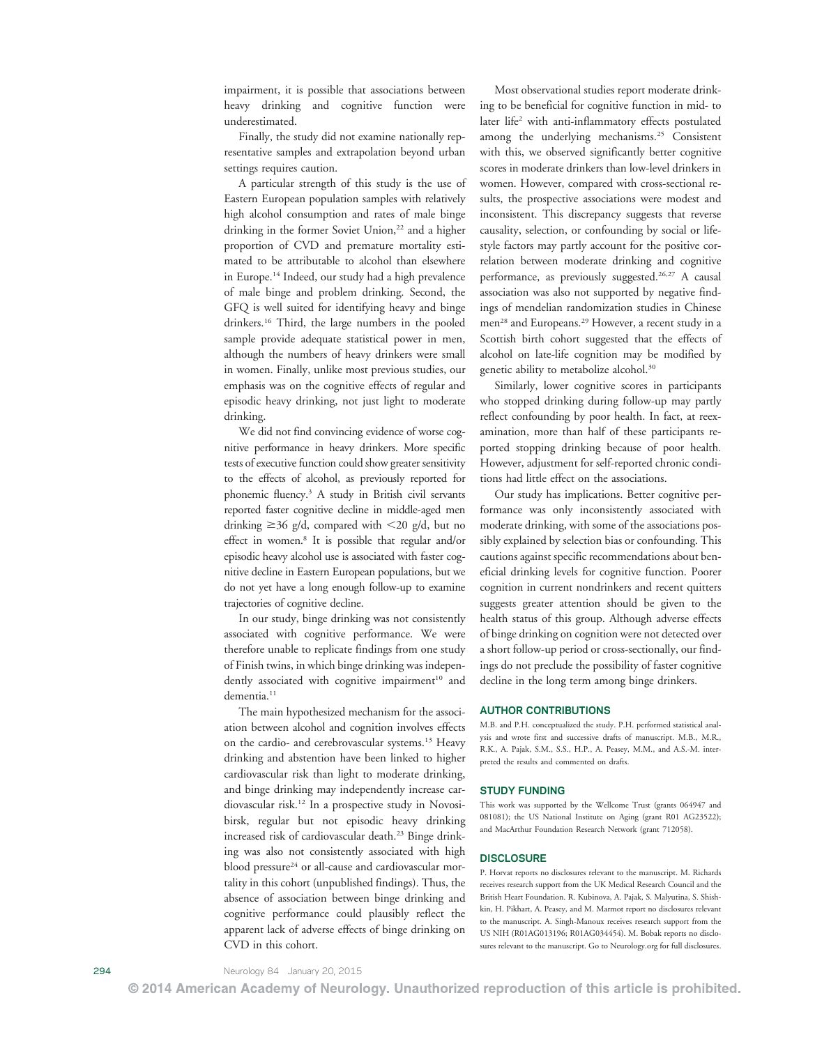impairment, it is possible that associations between heavy drinking and cognitive function were underestimated.

Finally, the study did not examine nationally representative samples and extrapolation beyond urban settings requires caution.

A particular strength of this study is the use of Eastern European population samples with relatively high alcohol consumption and rates of male binge drinking in the former Soviet Union,[22] and a higher proportion of CVD and premature mortality estimated to be attributable to alcohol than elsewhere in Europe.[14] Indeed, our study had a high prevalence of male binge and problem drinking. Second, the GFQ is well suited for identifying heavy and binge drinkers.[16] Third, the large numbers in the pooled sample provide adequate statistical power in men, although the numbers of heavy drinkers were small in women. Finally, unlike most previous studies, our emphasis was on the cognitive effects of regular and episodic heavy drinking, not just light to moderate drinking.

We did not find convincing evidence of worse cognitive performance in heavy drinkers. More specific tests of executive function could show greater sensitivity to the effects of alcohol, as previously reported for phonemic fluency.[3] A study in British civil servants reported faster cognitive decline in middle-aged men drinking ≥36 g/d, compared with <20 g/d, but no effect in women.[8] It is possible that regular and/or episodic heavy alcohol use is associated with faster cognitive decline in Eastern European populations, but we do not yet have a long enough follow-up to examine trajectories of cognitive decline.

In our study, binge drinking was not consistently associated with cognitive performance. We were therefore unable to replicate findings from one study of Finish twins, in which binge drinking was independently associated with cognitive impairment[10] and dementia.[11]

The main hypothesized mechanism for the association between alcohol and cognition involves effects on the cardio- and cerebrovascular systems.[13] Heavy drinking and abstention have been linked to higher cardiovascular risk than light to moderate drinking, and binge drinking may independently increase cardiovascular risk.[12] In a prospective study in Novosibirsk, regular but not episodic heavy drinking increased risk of cardiovascular death.[23] Binge drinking was also not consistently associated with high blood pressure[24] or all-cause and cardiovascular mortality in this cohort (unpublished findings). Thus, the absence of association between binge drinking and cognitive performance could plausibly reflect the apparent lack of adverse effects of binge drinking on CVD in this cohort.

Most observational studies report moderate drinking to be beneficial for cognitive function in mid- to later life[2] with anti-inflammatory effects postulated among the underlying mechanisms.[25] Consistent with this, we observed significantly better cognitive scores in moderate drinkers than low-level drinkers in women. However, compared with cross-sectional results, the prospective associations were modest and inconsistent. This discrepancy suggests that reverse causality, selection, or confounding by social or lifestyle factors may partly account for the positive correlation between moderate drinking and cognitive performance, as previously suggested.[26,27] A causal association was also not supported by negative findings of mendelian randomization studies in Chinese men[28] and Europeans.[29] However, a recent study in a Scottish birth cohort suggested that the effects of alcohol on late-life cognition may be modified by genetic ability to metabolize alcohol.[30]

Similarly, lower cognitive scores in participants who stopped drinking during follow-up may partly reflect confounding by poor health. In fact, at reexamination, more than half of these participants reported stopping drinking because of poor health. However, adjustment for self-reported chronic conditions had little effect on the associations.

Our study has implications. Better cognitive performance was only inconsistently associated with moderate drinking, with some of the associations possibly explained by selection bias or confounding. This cautions against specific recommendations about beneficial drinking levels for cognitive function. Poorer cognition in current nondrinkers and recent quitters suggests greater attention should be given to the health status of this group. Although adverse effects of binge drinking on cognition were not detected over a short follow-up period or cross-sectionally, our findings do not preclude the possibility of faster cognitive decline in the long term among binge drinkers.

## AUTHOR CONTRIBUTIONS

M.B. and P.H. conceptualized the study. P.H. performed statistical analysis and wrote first and successive drafts of manuscript. M.B., M.R., R.K., A. Pajak, S.M., S.S., H.P., A. Peasey, M.M., and A.S.-M. interpreted the results and commented on drafts.

## STUDY FUNDING

This work was supported by the Wellcome Trust (grants 064947 and 081081); the US National Institute on Aging (grant R01 AG23522); and MacArthur Foundation Research Network (grant 712058).

## DISCLOSURE

P. Horvat reports no disclosures relevant to the manuscript. M. Richards receives research support from the UK Medical Research Council and the British Heart Foundation. R. Kubinova, A. Pajak, S. Malyutina, S. Shishkin, H. Pikhart, A. Peasey, and M. Marmot report no disclosures relevant to the manuscript. A. Singh-Manoux receives research support from the US NIH (R01AG013196; R01AG034454). M. Bobak reports no disclosures relevant to the manuscript. Go to Neurology.org for full disclosures.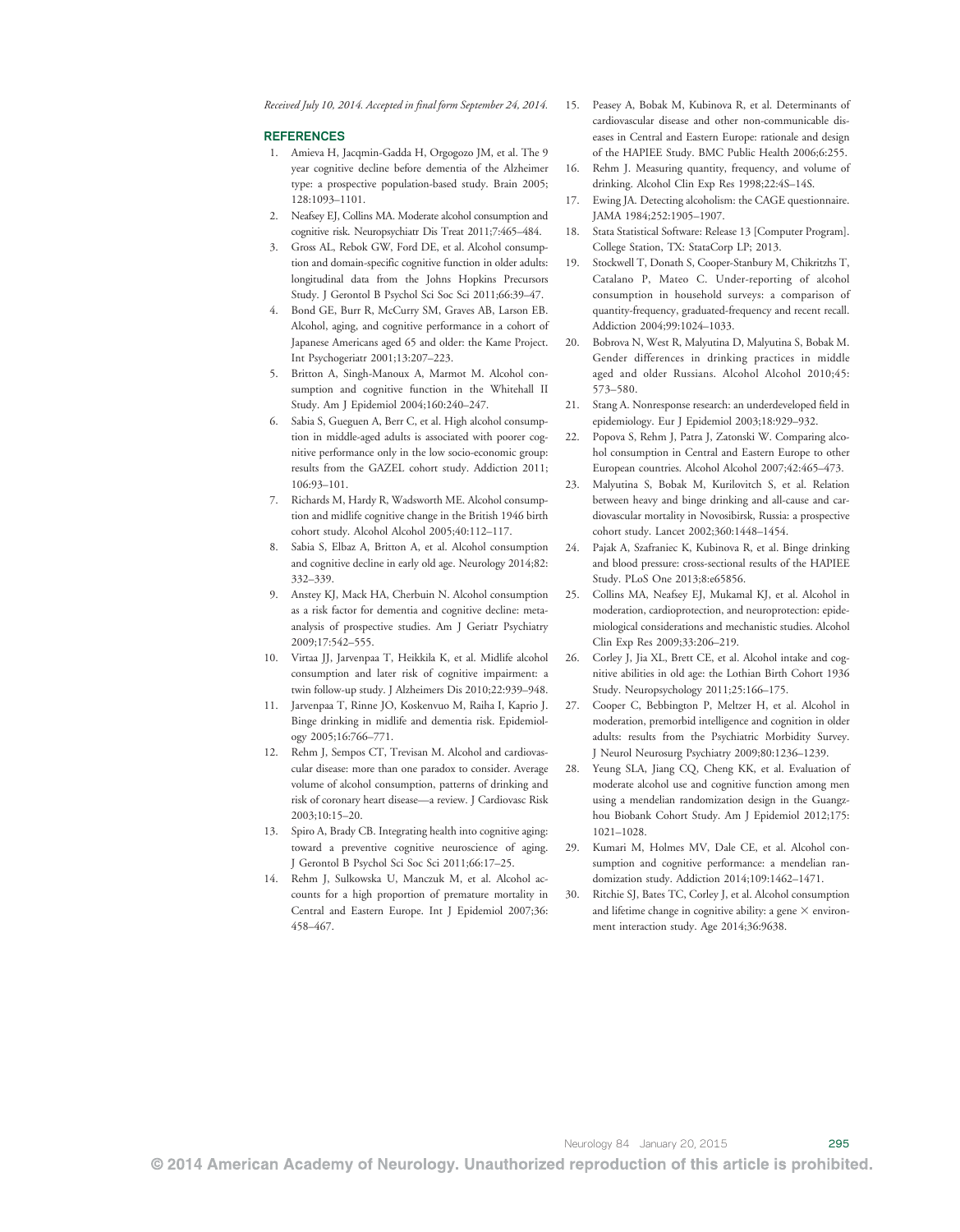*Received July 10, 2014. Accepted in final form September 24, 2014.*

## REFERENCES

1. Amieva H, Jacqmin-Gadda H, Orgogozo JM, et al. The 9 year cognitive decline before dementia of the Alzheimer type: a prospective population-based study. Brain 2005; 128:1093–1101.
2. Neafsey EJ, Collins MA. Moderate alcohol consumption and cognitive risk. Neuropsychiatr Dis Treat 2011;7:465–484.
3. Gross AL, Rebok GW, Ford DE, et al. Alcohol consumption and domain-specific cognitive function in older adults: longitudinal data from the Johns Hopkins Precursors Study. J Gerontol B Psychol Sci Soc Sci 2011;66:39–47.
4. Bond GE, Burr R, McCurry SM, Graves AB, Larson EB. Alcohol, aging, and cognitive performance in a cohort of Japanese Americans aged 65 and older: the Kame Project. Int Psychogeriatr 2001;13:207–223.
5. Britton A, Singh-Manoux A, Marmot M. Alcohol consumption and cognitive function in the Whitehall II Study. Am J Epidemiol 2004;160:240–247.
6. Sabia S, Gueguen A, Berr C, et al. High alcohol consumption in middle-aged adults is associated with poorer cognitive performance only in the low socio-economic group: results from the GAZEL cohort study. Addiction 2011; 106:93–101.
7. Richards M, Hardy R, Wadsworth ME. Alcohol consumption and midlife cognitive change in the British 1946 birth cohort study. Alcohol Alcohol 2005;40:112–117.
8. Sabia S, Elbaz A, Britton A, et al. Alcohol consumption and cognitive decline in early old age. Neurology 2014;82: 332–339.
9. Anstey KJ, Mack HA, Cherbuin N. Alcohol consumption as a risk factor for dementia and cognitive decline: meta-analysis of prospective studies. Am J Geriatr Psychiatry 2009;17:542–555.
10. Virtaa JJ, Jarvenpaa T, Heikkila K, et al. Midlife alcohol consumption and later risk of cognitive impairment: a twin follow-up study. J Alzheimers Dis 2010;22:939–948.
11. Jarvenpaa T, Rinne JO, Koskenvuo M, Raiha I, Kaprio J. Binge drinking in midlife and dementia risk. Epidemiology 2005;16:766–771.
12. Rehm J, Sempos CT, Trevisan M. Alcohol and cardiovascular disease: more than one paradox to consider. Average volume of alcohol consumption, patterns of drinking and risk of coronary heart disease—a review. J Cardiovasc Risk 2003;10:15–20.
13. Spiro A, Brady CB. Integrating health into cognitive aging: toward a preventive cognitive neuroscience of aging. J Gerontol B Psychol Sci Soc Sci 2011;66:17–25.
14. Rehm J, Sulkowska U, Manczuk M, et al. Alcohol accounts for a high proportion of premature mortality in Central and Eastern Europe. Int J Epidemiol 2007;36: 458–467.
15. Peasey A, Bobak M, Kubinova R, et al. Determinants of cardiovascular disease and other non-communicable diseases in Central and Eastern Europe: rationale and design of the HAPIEE Study. BMC Public Health 2006;6:255.
16. Rehm J. Measuring quantity, frequency, and volume of drinking. Alcohol Clin Exp Res 1998;22:4S–14S.
17. Ewing JA. Detecting alcoholism: the CAGE questionnaire. JAMA 1984;252:1905–1907.
18. Stata Statistical Software: Release 13 [Computer Program]. College Station, TX: StataCorp LP; 2013.
19. Stockwell T, Donath S, Cooper-Stanbury M, Chikritzhs T, Catalano P, Mateo C. Under-reporting of alcohol consumption in household surveys: a comparison of quantity-frequency, graduated-frequency and recent recall. Addiction 2004;99:1024–1033.
20. Bobrova N, West R, Malyutina D, Malyutina S, Bobak M. Gender differences in drinking practices in middle aged and older Russians. Alcohol Alcohol 2010;45: 573–580.
21. Stang A. Nonresponse research: an underdeveloped field in epidemiology. Eur J Epidemiol 2003;18:929–932.
22. Popova S, Rehm J, Patra J, Zatonski W. Comparing alcohol consumption in Central and Eastern Europe to other European countries. Alcohol Alcohol 2007;42:465–473.
23. Malyutina S, Bobak M, Kurilovitch S, et al. Relation between heavy and binge drinking and all-cause and cardiovascular mortality in Novosibirsk, Russia: a prospective cohort study. Lancet 2002;360:1448–1454.
24. Pajak A, Szafraniec K, Kubinova R, et al. Binge drinking and blood pressure: cross-sectional results of the HAPIEE Study. PLoS One 2013;8:e65856.
25. Collins MA, Neafsey EJ, Mukamal KJ, et al. Alcohol in moderation, cardioprotection, and neuroprotection: epidemiological considerations and mechanistic studies. Alcohol Clin Exp Res 2009;33:206–219.
26. Corley J, Jia XL, Brett CE, et al. Alcohol intake and cognitive abilities in old age: the Lothian Birth Cohort 1936 Study. Neuropsychology 2011;25:166–175.
27. Cooper C, Bebbington P, Meltzer H, et al. Alcohol in moderation, premorbid intelligence and cognition in older adults: results from the Psychiatric Morbidity Survey. J Neurol Neurosurg Psychiatry 2009;80:1236–1239.
28. Yeung SLA, Jiang CQ, Cheng KK, et al. Evaluation of moderate alcohol use and cognitive function among men using a mendelian randomization design in the Guangzhou Biobank Cohort Study. Am J Epidemiol 2012;175: 1021–1028.
29. Kumari M, Holmes MV, Dale CE, et al. Alcohol consumption and cognitive performance: a mendelian randomization study. Addiction 2014;109:1462–1471.
30. Ritchie SJ, Bates TC, Corley J, et al. Alcohol consumption and lifetime change in cognitive ability: a gene × environment interaction study. Age 2014;36:9638.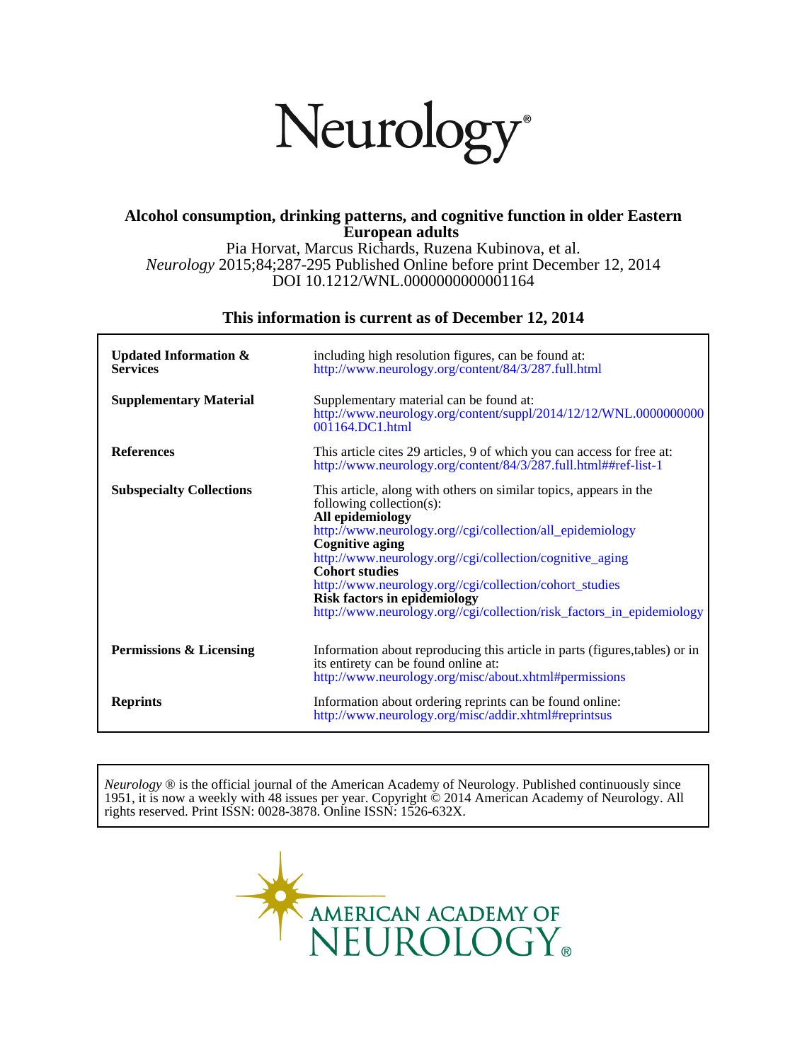# Neurology®

**Alcohol consumption, drinking patterns, and cognitive function in older Eastern European adults**

Pia Horvat, Marcus Richards, Ruzena Kubinova, et al.

*Neurology* 2015;84;287-295 Published Online before print December 12, 2014

DOI 10.1212/WNL.0000000000001164

**This information is current as of December 12, 2014**

| | |
|---|---|
| **Updated Information & Services** | including high resolution figures, can be found at: http://www.neurology.org/content/84/3/287.full.html |
| **Supplementary Material** | Supplementary material can be found at: http://www.neurology.org/content/suppl/2014/12/12/WNL.0000000000001164.DC1.html |
| **References** | This article cites 29 articles, 9 of which you can access for free at: http://www.neurology.org/content/84/3/287.full.html##ref-list-1 |
| **Subspecialty Collections** | This article, along with others on similar topics, appears in the following collection(s): **All epidemiology** http://www.neurology.org//cgi/collection/all_epidemiology **Cognitive aging** http://www.neurology.org//cgi/collection/cognitive_aging **Cohort studies** http://www.neurology.org//cgi/collection/cohort_studies **Risk factors in epidemiology** http://www.neurology.org//cgi/collection/risk_factors_in_epidemiology |
| **Permissions & Licensing** | Information about reproducing this article in parts (figures,tables) or in its entirety can be found online at: http://www.neurology.org/misc/about.xhtml#permissions |
| **Reprints** | Information about ordering reprints can be found online: http://www.neurology.org/misc/addir.xhtml#reprintsus |

*Neurology* ® is the official journal of the American Academy of Neurology. Published continuously since 1951, it is now a weekly with 48 issues per year. Copyright © 2014 American Academy of Neurology. All rights reserved. Print ISSN: 0028-3878. Online ISSN: 1526-632X.

AMERICAN ACADEMY OF NEUROLOGY®